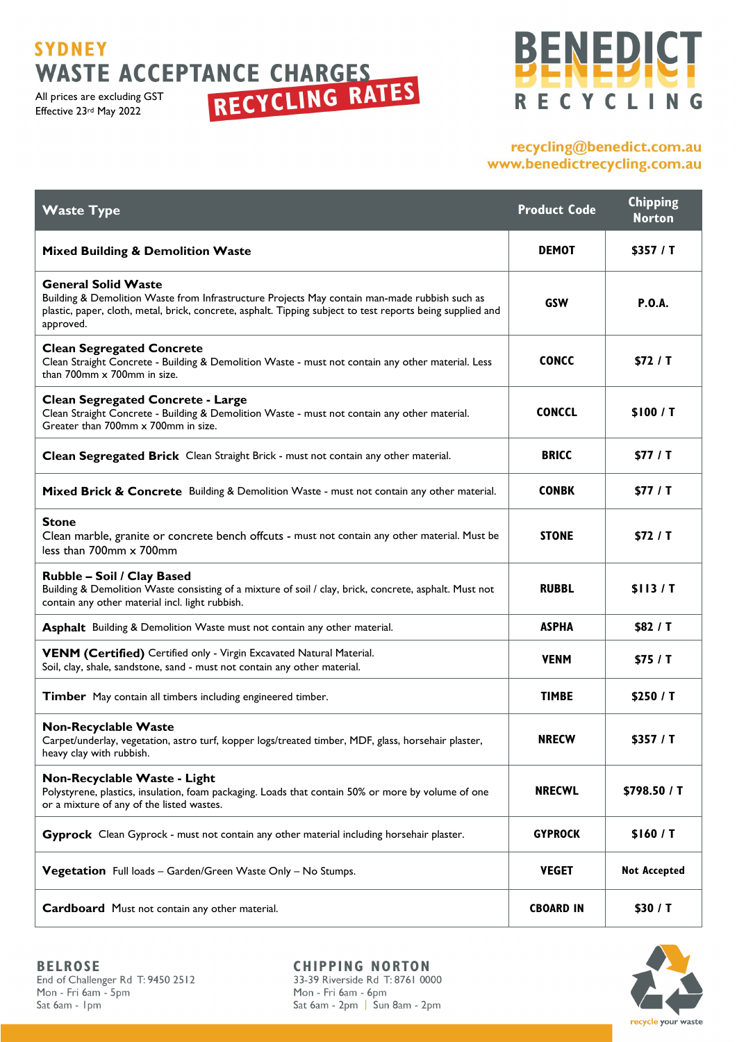**SYDNEY**

# WASTE ACCEPTANCE CHARGES

## RECYCLING RATES

All prices are excluding GST
Effective 23rd May 2022

**BENEDICT RECYCLING**

recycling@benedict.com.au
www.benedictrecycling.com.au

| Waste Type | Product Code | Chipping Norton |
|---|---|---|
| **Mixed Building & Demolition Waste** | DEMOT | $357 / T |
| **General Solid Waste** Building & Demolition Waste from Infrastructure Projects May contain man-made rubbish such as plastic, paper, cloth, metal, brick, concrete, asphalt. Tipping subject to test reports being supplied and approved. | GSW | P.O.A. |
| **Clean Segregated Concrete** Clean Straight Concrete - Building & Demolition Waste - must not contain any other material. Less than 700mm x 700mm in size. | CONCC | $72 / T |
| **Clean Segregated Concrete - Large** Clean Straight Concrete - Building & Demolition Waste - must not contain any other material. Greater than 700mm x 700mm in size. | CONCCL | $100 / T |
| **Clean Segregated Brick** Clean Straight Brick - must not contain any other material. | BRICC | $77 / T |
| **Mixed Brick & Concrete** Building & Demolition Waste - must not contain any other material. | CONBK | $77 / T |
| **Stone** Clean marble, granite or concrete bench offcuts - must not contain any other material. Must be less than 700mm x 700mm | STONE | $72 / T |
| **Rubble – Soil / Clay Based** Building & Demolition Waste consisting of a mixture of soil / clay, brick, concrete, asphalt. Must not contain any other material incl. light rubbish. | RUBBL | $113 / T |
| **Asphalt** Building & Demolition Waste must not contain any other material. | ASPHA | $82 / T |
| **VENM (Certified)** Certified only - Virgin Excavated Natural Material. Soil, clay, shale, sandstone, sand - must not contain any other material. | VENM | $75 / T |
| **Timber** May contain all timbers including engineered timber. | TIMBE | $250 / T |
| **Non-Recyclable Waste** Carpet/underlay, vegetation, astro turf, kopper logs/treated timber, MDF, glass, horsehair plaster, heavy clay with rubbish. | NRECW | $357 / T |
| **Non-Recyclable Waste - Light** Polystyrene, plastics, insulation, foam packaging. Loads that contain 50% or more by volume of one or a mixture of any of the listed wastes. | NRECWL | $798.50 / T |
| **Gyprock** Clean Gyprock - must not contain any other material including horsehair plaster. | GYPROCK | $160 / T |
| **Vegetation** Full loads – Garden/Green Waste Only – No Stumps. | VEGET | Not Accepted |
| **Cardboard** Must not contain any other material. | CBOARD IN | $30 / T |

**BELROSE**
End of Challenger Rd T: 9450 2512
Mon - Fri 6am - 5pm
Sat 6am - 1pm

**CHIPPING NORTON**
33-39 Riverside Rd T: 8761 0000
Mon - Fri 6am - 6pm
Sat 6am - 2pm | Sun 8am - 2pm

recycle your waste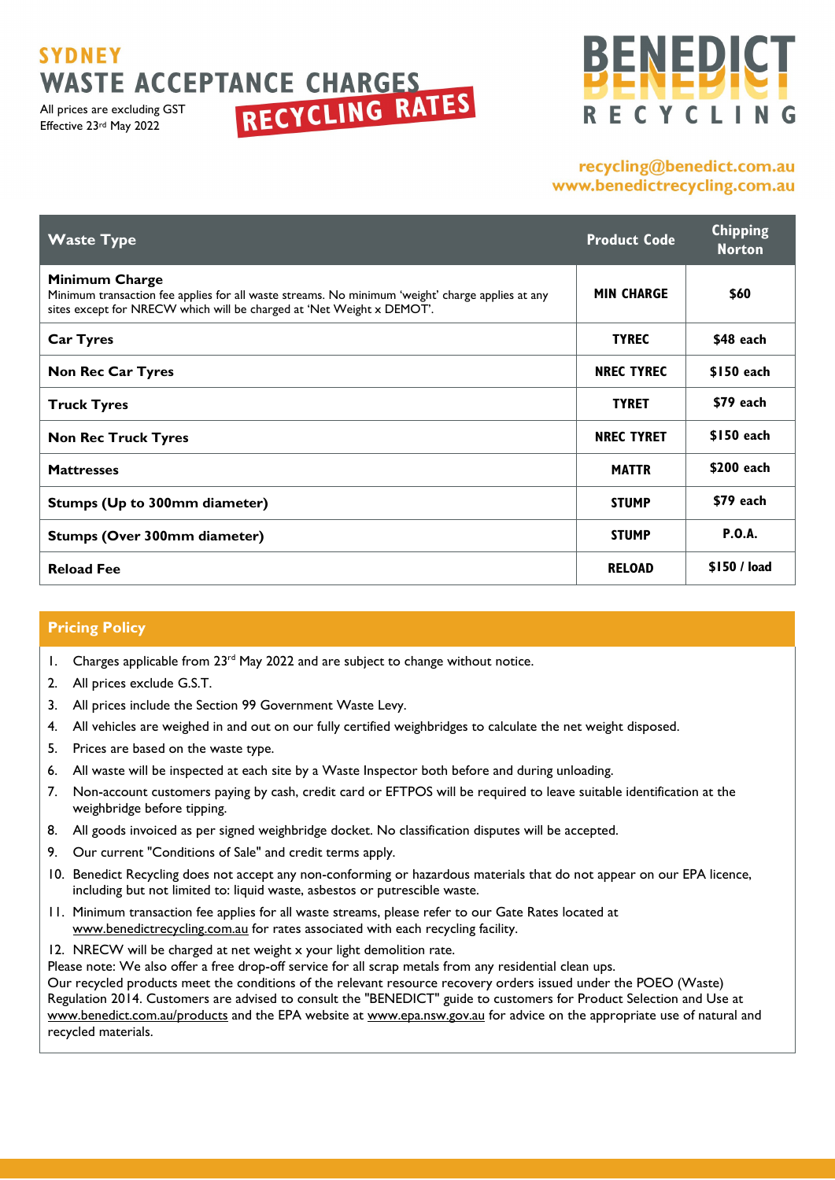# SYDNEY WASTE ACCEPTANCE CHARGES

**RECYCLING RATES**

All prices are excluding GST
Effective 23rd May 2022

**BENEDICT RECYCLING**

recycling@benedict.com.au
www.benedictrecycling.com.au

| Waste Type | Product Code | Chipping Norton |
|---|---|---|
| **Minimum Charge** Minimum transaction fee applies for all waste streams. No minimum 'weight' charge applies at any sites except for NRECW which will be charged at 'Net Weight x DEMOT'. | MIN CHARGE | $60 |
| **Car Tyres** | TYREC | $48 each |
| **Non Rec Car Tyres** | NREC TYREC | $150 each |
| **Truck Tyres** | TYRET | $79 each |
| **Non Rec Truck Tyres** | NREC TYRET | $150 each |
| **Mattresses** | MATTR | $200 each |
| **Stumps (Up to 300mm diameter)** | STUMP | $79 each |
| **Stumps (Over 300mm diameter)** | STUMP | P.O.A. |
| **Reload Fee** | RELOAD | $150 / load |

## Pricing Policy

1. Charges applicable from 23rd May 2022 and are subject to change without notice.
2. All prices exclude G.S.T.
3. All prices include the Section 99 Government Waste Levy.
4. All vehicles are weighed in and out on our fully certified weighbridges to calculate the net weight disposed.
5. Prices are based on the waste type.
6. All waste will be inspected at each site by a Waste Inspector both before and during unloading.
7. Non-account customers paying by cash, credit card or EFTPOS will be required to leave suitable identification at the weighbridge before tipping.
8. All goods invoiced as per signed weighbridge docket. No classification disputes will be accepted.
9. Our current "Conditions of Sale" and credit terms apply.
10. Benedict Recycling does not accept any non-conforming or hazardous materials that do not appear on our EPA licence, including but not limited to: liquid waste, asbestos or putrescible waste.
11. Minimum transaction fee applies for all waste streams, please refer to our Gate Rates located at www.benedictrecycling.com.au for rates associated with each recycling facility.
12. NRECW will be charged at net weight x your light demolition rate.

Please note: We also offer a free drop-off service for all scrap metals from any residential clean ups.
Our recycled products meet the conditions of the relevant resource recovery orders issued under the POEO (Waste) Regulation 2014. Customers are advised to consult the "BENEDICT" guide to customers for Product Selection and Use at www.benedict.com.au/products and the EPA website at www.epa.nsw.gov.au for advice on the appropriate use of natural and recycled materials.